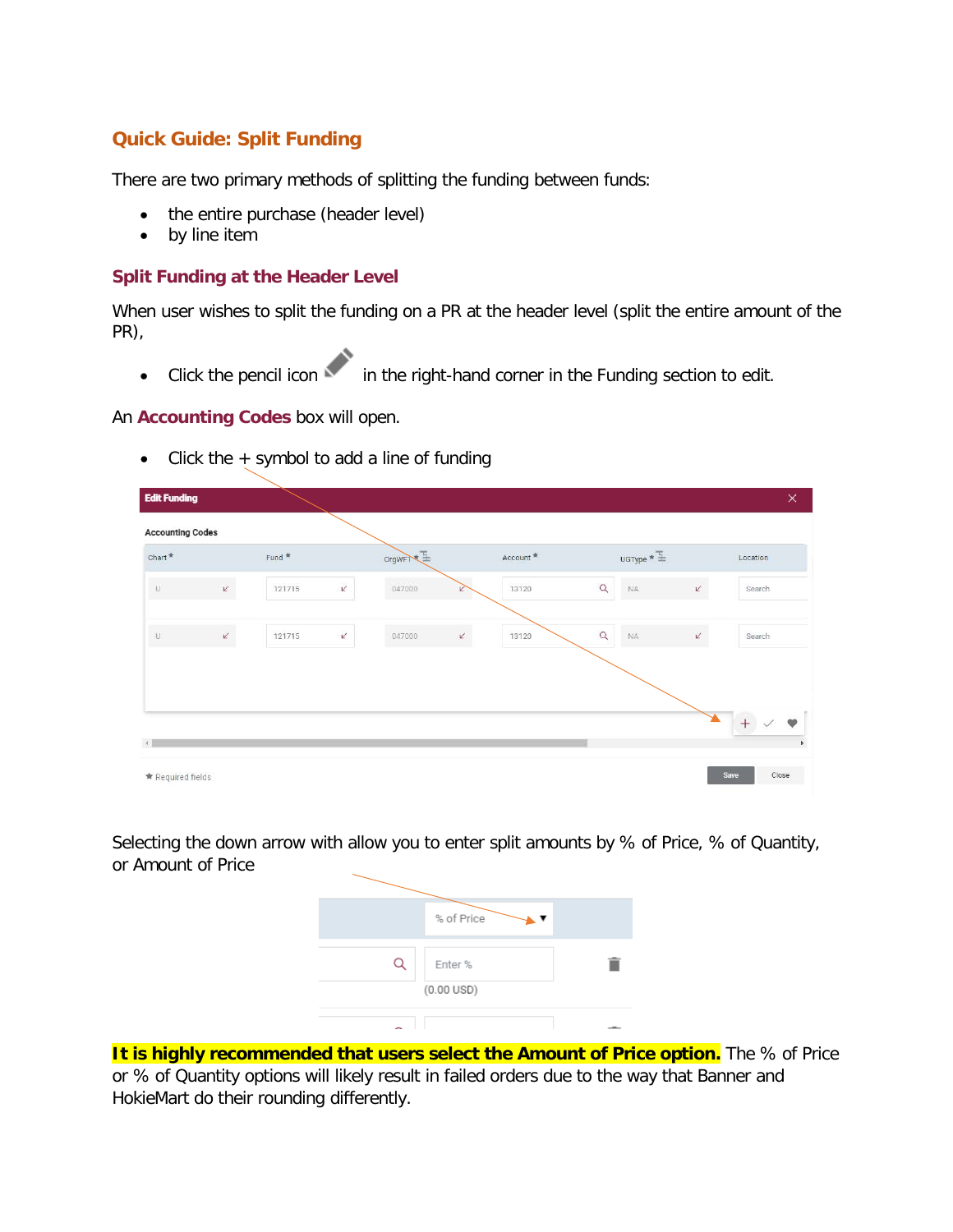## Quick Guide: Split Funding

There are two primary methods of splitting the funding between funds:

- the entire purchase (header level)
- by line item

### Split Funding at the Header Level

When user wishes to split the funding on a PR at the header level (split the entire amount of the PR),

- Click the pencil icon in the right-hand corner in the Funding section to edit.

An **Accounting Codes** box will open.

- Click the + symbol to add a line of funding

Selecting the down arrow with allow you to enter split amounts by % of Price, % of Quantity, or Amount of Price

**It is highly recommended that users select the Amount of Price option.** The % of Price or % of Quantity options will likely result in failed orders due to the way that Banner and HokieMart do their rounding differently.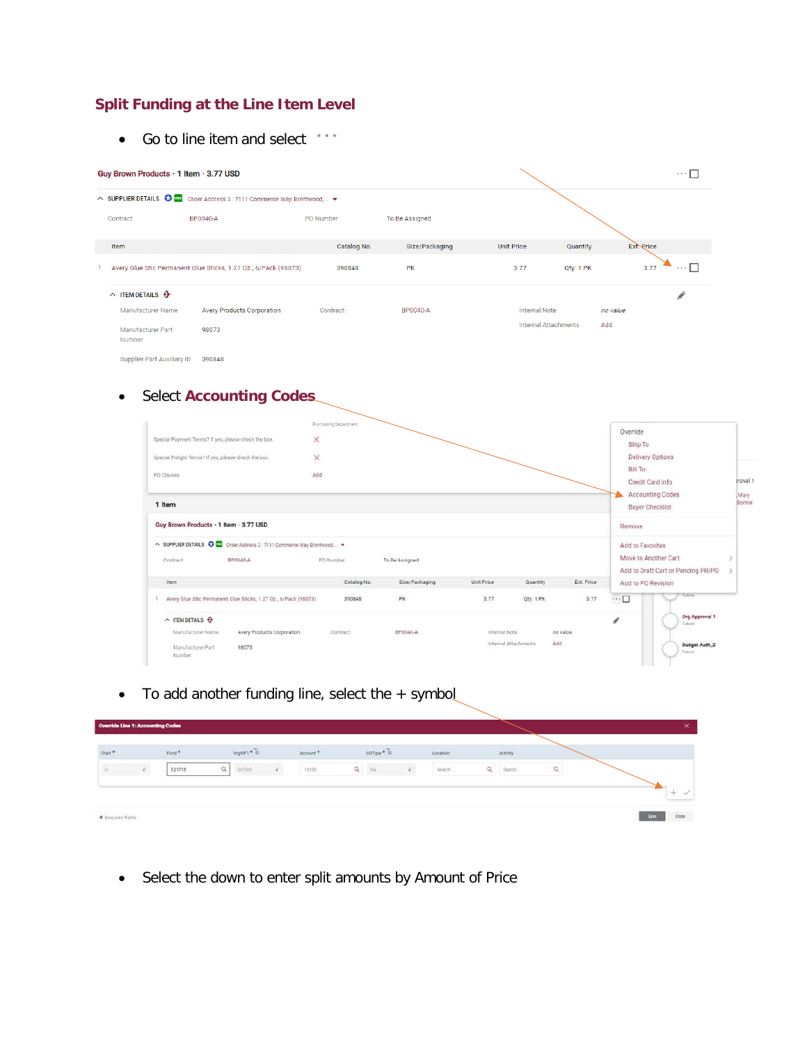## Split Funding at the Line Item Level

- Go to line item and select ...

- Select **Accounting Codes**

- To add another funding line, select the + symbol

- Select the down to enter split amounts by Amount of Price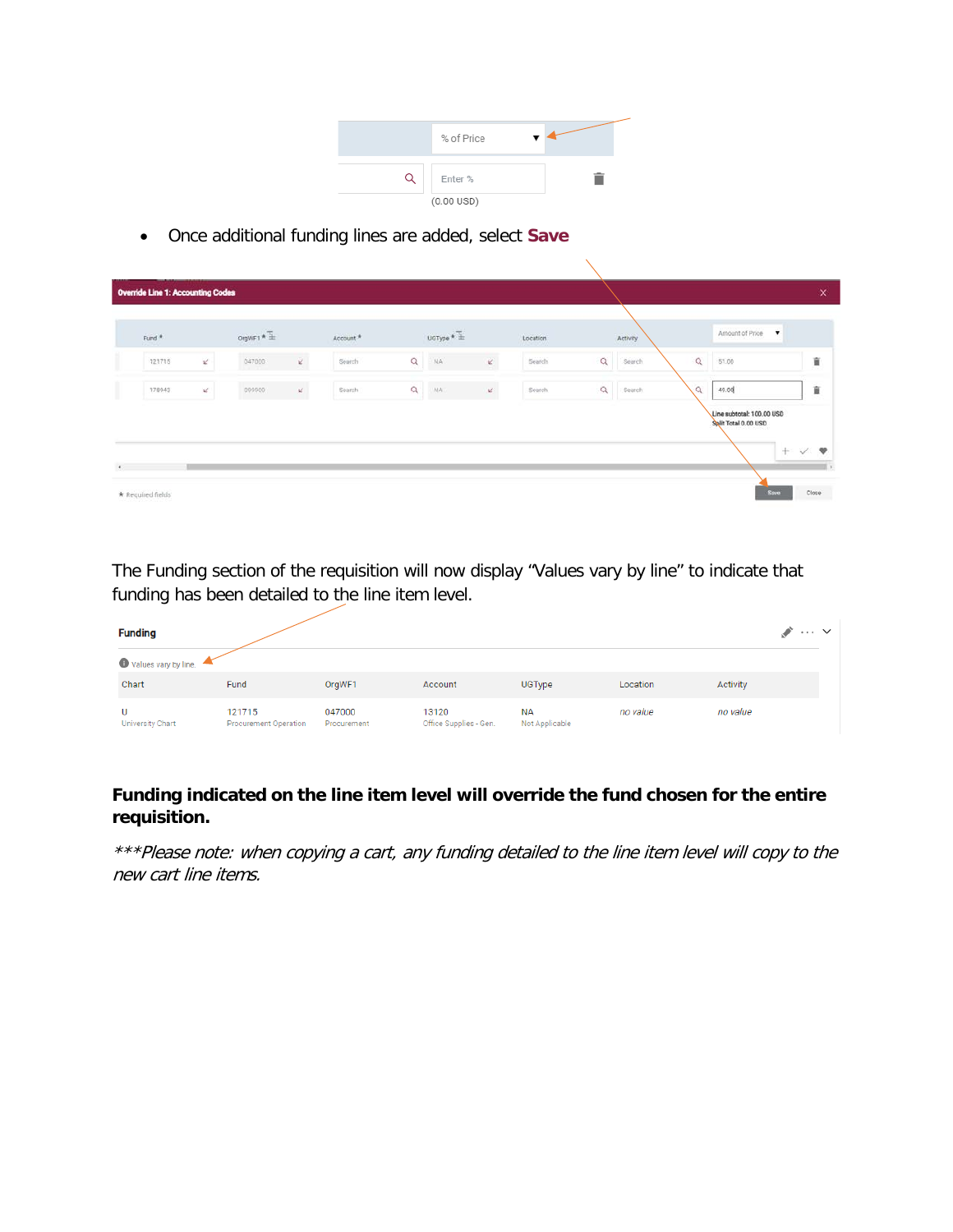- Once additional funding lines are added, select **Save**

The Funding section of the requisition will now display “Values vary by line” to indicate that funding has been detailed to the line item level.

**Funding indicated on the line item level will override the fund chosen for the entire requisition.**

*\*\*\*Please note: when copying a cart, any funding detailed to the line item level will copy to the new cart line items.*